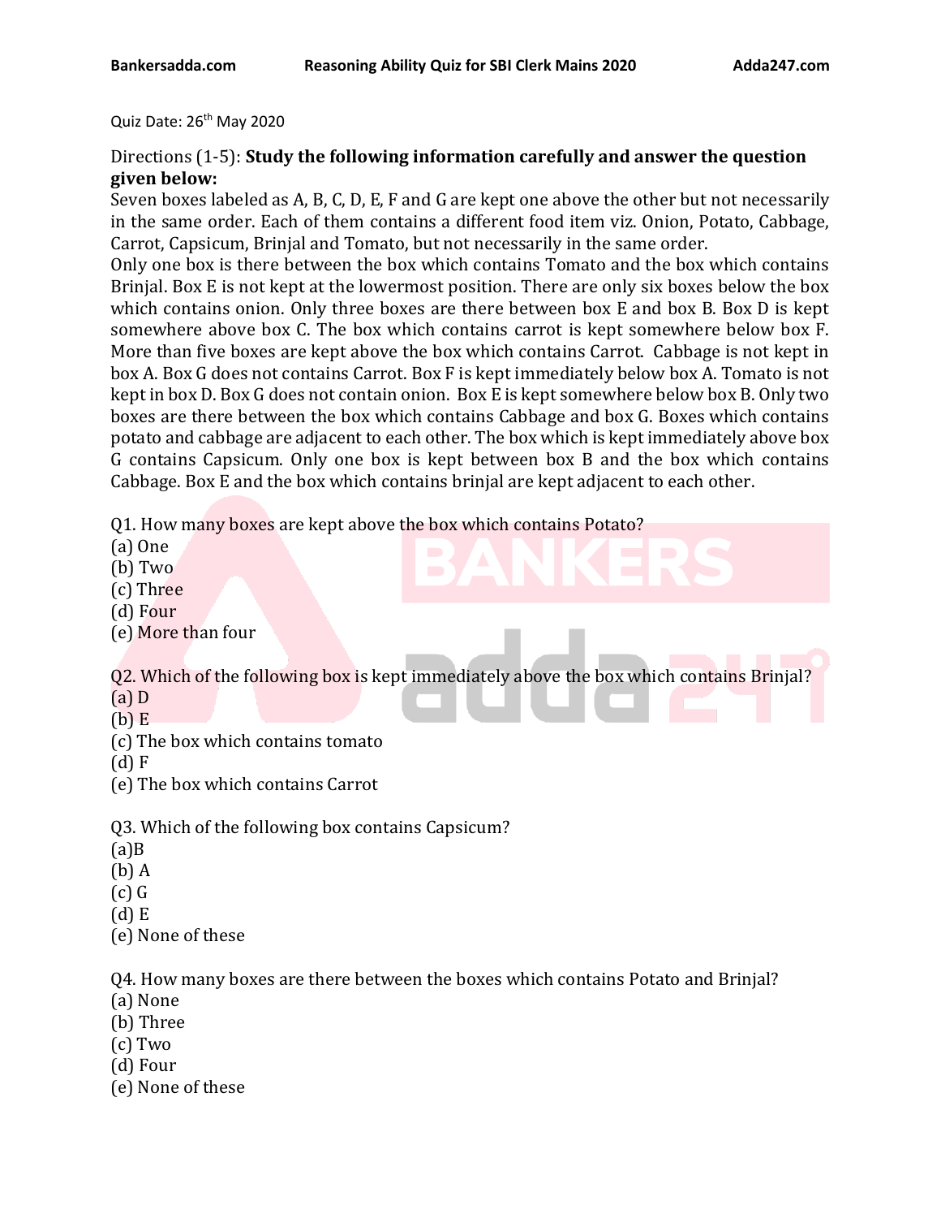Quiz Date: 26th May 2020

Directions (1-5): **Study the following information carefully and answer the question given below:**

Seven boxes labeled as A, B, C, D, E, F and G are kept one above the other but not necessarily in the same order. Each of them contains a different food item viz. Onion, Potato, Cabbage, Carrot, Capsicum, Brinjal and Tomato, but not necessarily in the same order.

Only one box is there between the box which contains Tomato and the box which contains Brinjal. Box E is not kept at the lowermost position. There are only six boxes below the box which contains onion. Only three boxes are there between box E and box B. Box D is kept somewhere above box C. The box which contains carrot is kept somewhere below box F. More than five boxes are kept above the box which contains Carrot. Cabbage is not kept in box A. Box G does not contains Carrot. Box F is kept immediately below box A. Tomato is not kept in box D. Box G does not contain onion. Box E is kept somewhere below box B. Only two boxes are there between the box which contains Cabbage and box G. Boxes which contains potato and cabbage are adjacent to each other. The box which is kept immediately above box G contains Capsicum. Only one box is kept between box B and the box which contains Cabbage. Box E and the box which contains brinjal are kept adjacent to each other.

Q1. How many boxes are kept above the box which contains Potato?

(a) One
(b) Two
(c) Three
(d) Four
(e) More than four

Q2. Which of the following box is kept immediately above the box which contains Brinjal?

(a) D
(b) E
(c) The box which contains tomato
(d) F
(e) The box which contains Carrot

Q3. Which of the following box contains Capsicum?

(a)B
(b) A
(c) G
(d) E
(e) None of these

Q4. How many boxes are there between the boxes which contains Potato and Brinjal?

(a) None
(b) Three
(c) Two
(d) Four
(e) None of these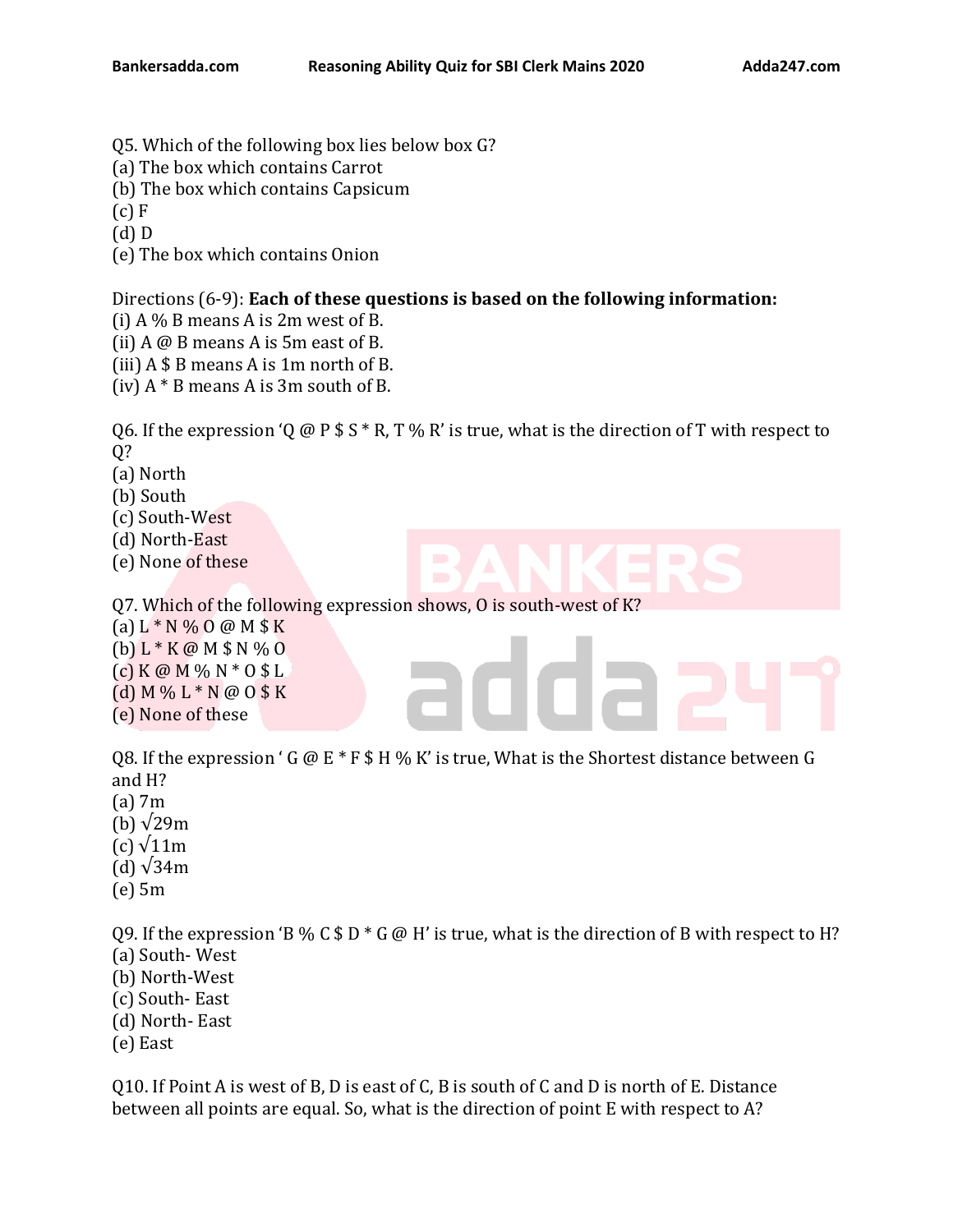Q5. Which of the following box lies below box G?
(a) The box which contains Carrot
(b) The box which contains Capsicum
(c) F
(d) D
(e) The box which contains Onion

Directions (6-9): **Each of these questions is based on the following information:**
(i) A % B means A is 2m west of B.
(ii) A @ B means A is 5m east of B.
(iii) A $ B means A is 1m north of B.
(iv) A * B means A is 3m south of B.

Q6. If the expression 'Q @ P $ S * R, T % R' is true, what is the direction of T with respect to Q?
(a) North
(b) South
(c) South-West
(d) North-East
(e) None of these

Q7. Which of the following expression shows, O is south-west of K?
(a) L * N % O @ M $ K
(b) L * K @ M $ N % O
(c) K @ M % N * O $ L
(d) M % L * N @ O $ K
(e) None of these

Q8. If the expression ' G @ E * F $ H % K' is true, What is the Shortest distance between G and H?
(a) 7m
(b) $\sqrt{29}$m
(c) $\sqrt{11}$m
(d) $\sqrt{34}$m
(e) 5m

Q9. If the expression 'B % C $ D * G @ H' is true, what is the direction of B with respect to H?
(a) South- West
(b) North-West
(c) South- East
(d) North- East
(e) East

Q10. If Point A is west of B, D is east of C, B is south of C and D is north of E. Distance between all points are equal. So, what is the direction of point E with respect to A?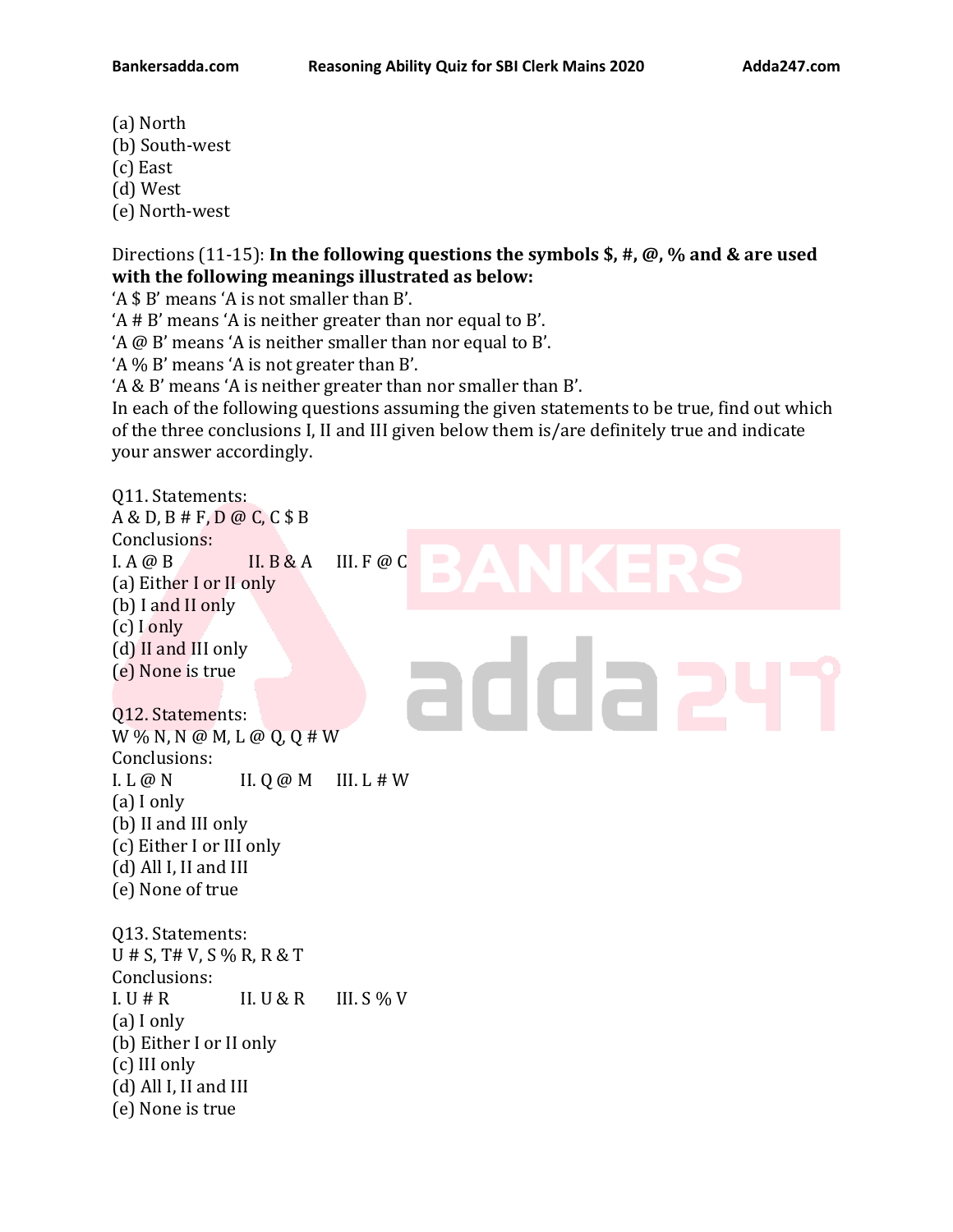(a) North
(b) South-west
(c) East
(d) West
(e) North-west

Directions (11-15): **In the following questions the symbols $, #, @, % and & are used with the following meanings illustrated as below:**
'A $ B' means 'A is not smaller than B'.
'A # B' means 'A is neither greater than nor equal to B'.
'A @ B' means 'A is neither smaller than nor equal to B'.
'A % B' means 'A is not greater than B'.
'A & B' means 'A is neither greater than nor smaller than B'.
In each of the following questions assuming the given statements to be true, find out which of the three conclusions I, II and III given below them is/are definitely true and indicate your answer accordingly.

Q11. Statements:
A & D, B # F, D @ C, C $ B
Conclusions:
I. A @ B II. B & A III. F @ C
(a) Either I or II only
(b) I and II only
(c) I only
(d) II and III only
(e) None is true

Q12. Statements:
W % N, N @ M, L @ Q, Q # W
Conclusions:
I. L @ N II. Q @ M III. L # W
(a) I only
(b) II and III only
(c) Either I or III only
(d) All I, II and III
(e) None of true

Q13. Statements:
U # S, T# V, S % R, R & T
Conclusions:
I. U # R II. U & R III. S % V
(a) I only
(b) Either I or II only
(c) III only
(d) All I, II and III
(e) None is true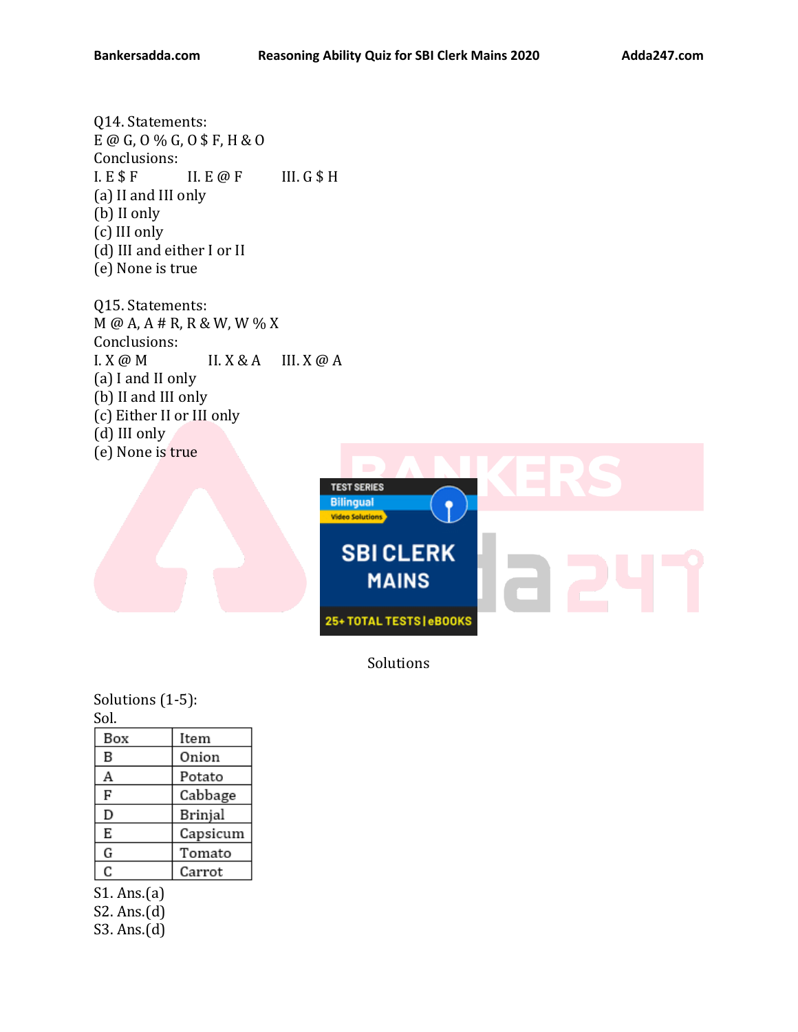Q14. Statements:
E @ G, O % G, O $ F, H & O
Conclusions:
I. E $ F    II. E @ F    III. G $ H
(a) II and III only
(b) II only
(c) III only
(d) III and either I or II
(e) None is true

Q15. Statements:
M @ A, A # R, R & W, W % X
Conclusions:
I. X @ M    II. X & A    III. X @ A
(a) I and II only
(b) II and III only
(c) Either II or III only
(d) III only
(e) None is true

Solutions

Solutions (1-5):
Sol.

| Box | Item |
|---|---|
| B | Onion |
| A | Potato |
| F | Cabbage |
| D | Brinjal |
| E | Capsicum |
| G | Tomato |
| C | Carrot |

S1. Ans.(a)
S2. Ans.(d)
S3. Ans.(d)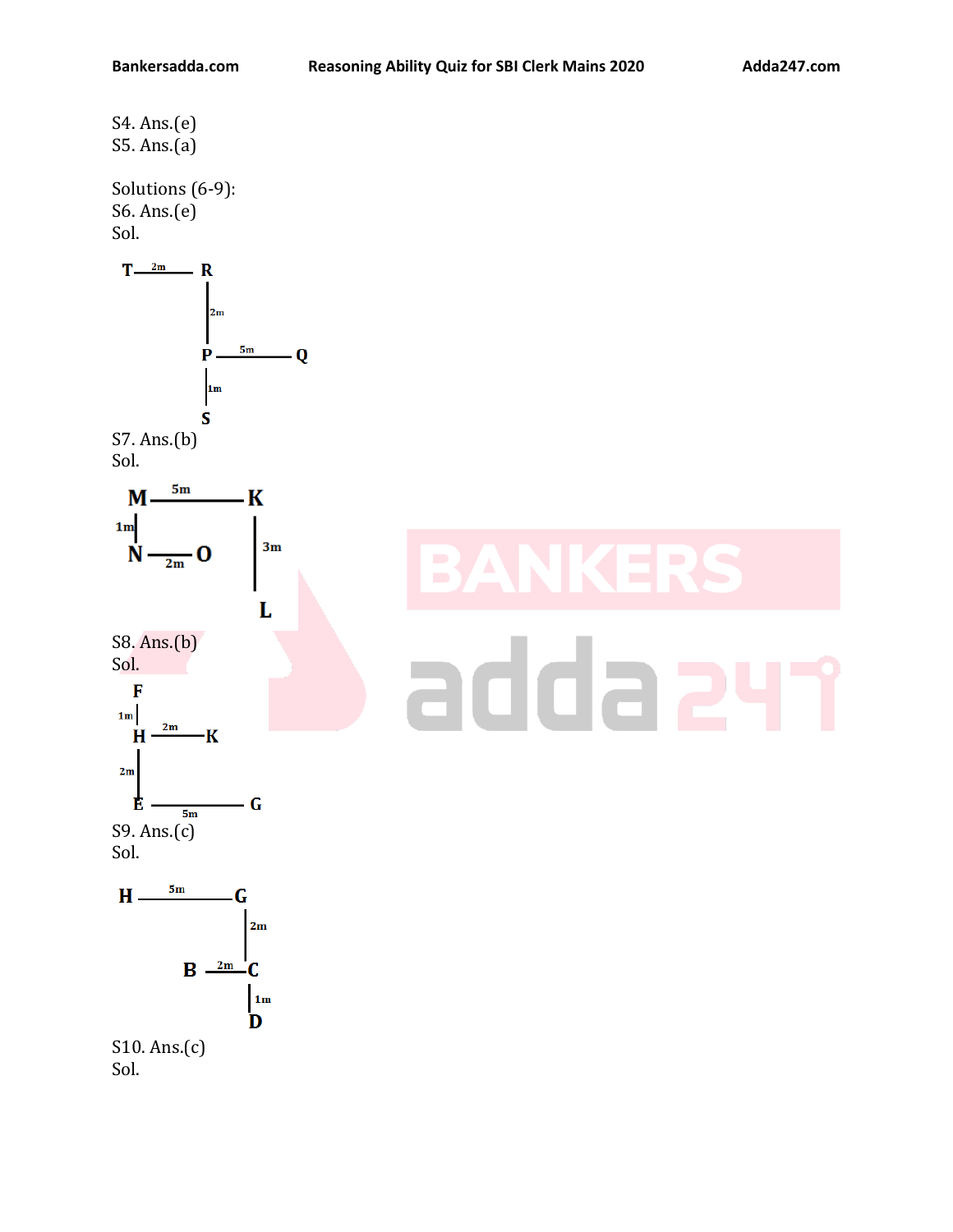S4. Ans.(e)
S5. Ans.(a)

Solutions (6-9):
S6. Ans.(e)
Sol.

T —2m— R
R —2m— P
P —5m— Q
P —1m— S

S7. Ans.(b)
Sol.

M —5m— K
M —1m— N
N —2m— O
K —3m— L

S8. Ans.(b)
Sol.

F —1m— H
H —2m— K
H —2m— E
E —5m— G

S9. Ans.(c)
Sol.

H —5m— G
G —2m— C
B —2m— C
C —1m— D

S10. Ans.(c)
Sol.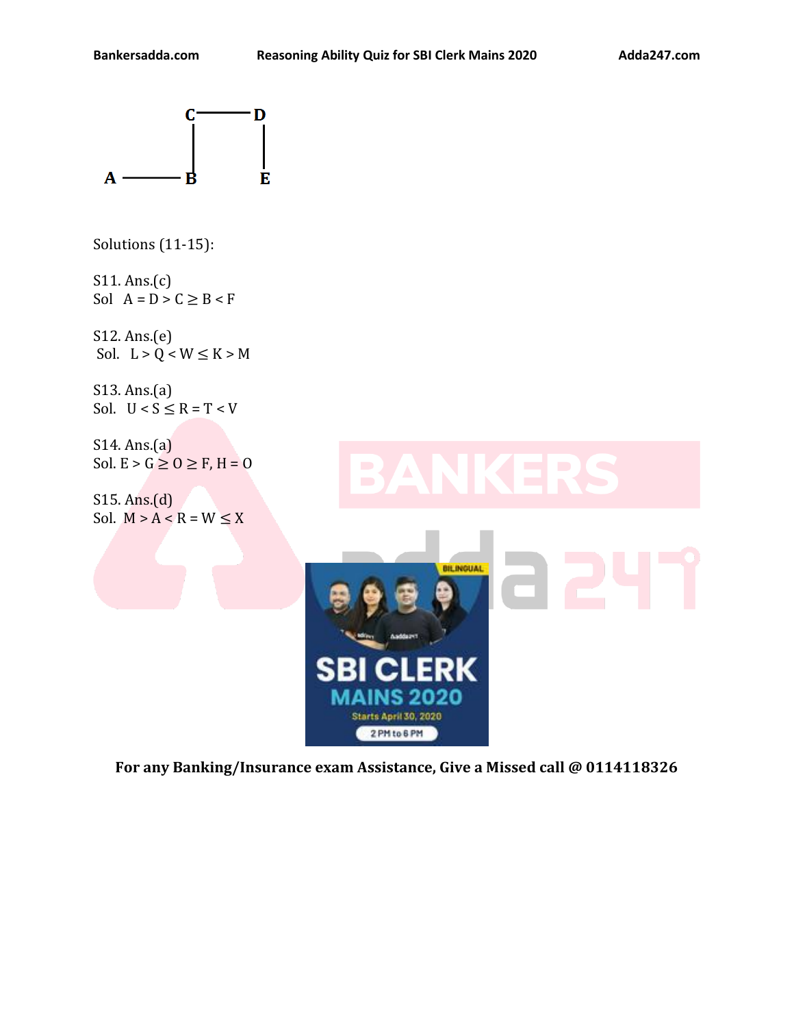C D

A B E

Solutions (11-15):

S11. Ans.(c)
Sol $A = D > C \geq B < F$

S12. Ans.(e)
Sol. $L > Q < W \leq K > M$

S13. Ans.(a)
Sol. $U < S \leq R = T < V$

S14. Ans.(a)
Sol. $E > G \geq O \geq F, H = O$

S15. Ans.(d)
Sol. $M > A < R = W \leq X$

For any Banking/Insurance exam Assistance, Give a Missed call @ 0114118326